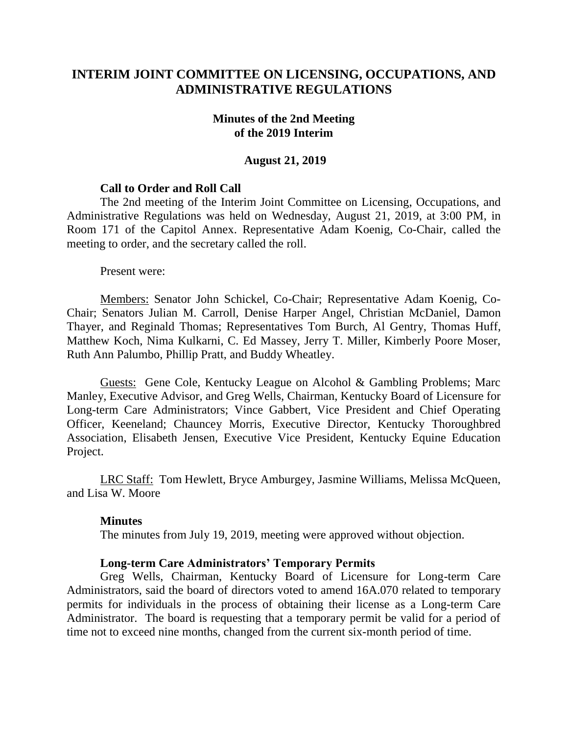# INTERIM JOINT COMMITTEE ON LICENSING, OCCUPATIONS, AND ADMINISTRATIVE REGULATIONS

## Minutes of the 2nd Meeting of the 2019 Interim

### August 21, 2019

**Call to Order and Roll Call**

The 2nd meeting of the Interim Joint Committee on Licensing, Occupations, and Administrative Regulations was held on Wednesday, August 21, 2019, at 3:00 PM, in Room 171 of the Capitol Annex. Representative Adam Koenig, Co-Chair, called the meeting to order, and the secretary called the roll.

Present were:

Members: Senator John Schickel, Co-Chair; Representative Adam Koenig, Co-Chair; Senators Julian M. Carroll, Denise Harper Angel, Christian McDaniel, Damon Thayer, and Reginald Thomas; Representatives Tom Burch, Al Gentry, Thomas Huff, Matthew Koch, Nima Kulkarni, C. Ed Massey, Jerry T. Miller, Kimberly Poore Moser, Ruth Ann Palumbo, Phillip Pratt, and Buddy Wheatley.

Guests: Gene Cole, Kentucky League on Alcohol & Gambling Problems; Marc Manley, Executive Advisor, and Greg Wells, Chairman, Kentucky Board of Licensure for Long-term Care Administrators; Vince Gabbert, Vice President and Chief Operating Officer, Keeneland; Chauncey Morris, Executive Director, Kentucky Thoroughbred Association, Elisabeth Jensen, Executive Vice President, Kentucky Equine Education Project.

LRC Staff: Tom Hewlett, Bryce Amburgey, Jasmine Williams, Melissa McQueen, and Lisa W. Moore

**Minutes**

The minutes from July 19, 2019, meeting were approved without objection.

**Long-term Care Administrators' Temporary Permits**

Greg Wells, Chairman, Kentucky Board of Licensure for Long-term Care Administrators, said the board of directors voted to amend 16A.070 related to temporary permits for individuals in the process of obtaining their license as a Long-term Care Administrator. The board is requesting that a temporary permit be valid for a period of time not to exceed nine months, changed from the current six-month period of time.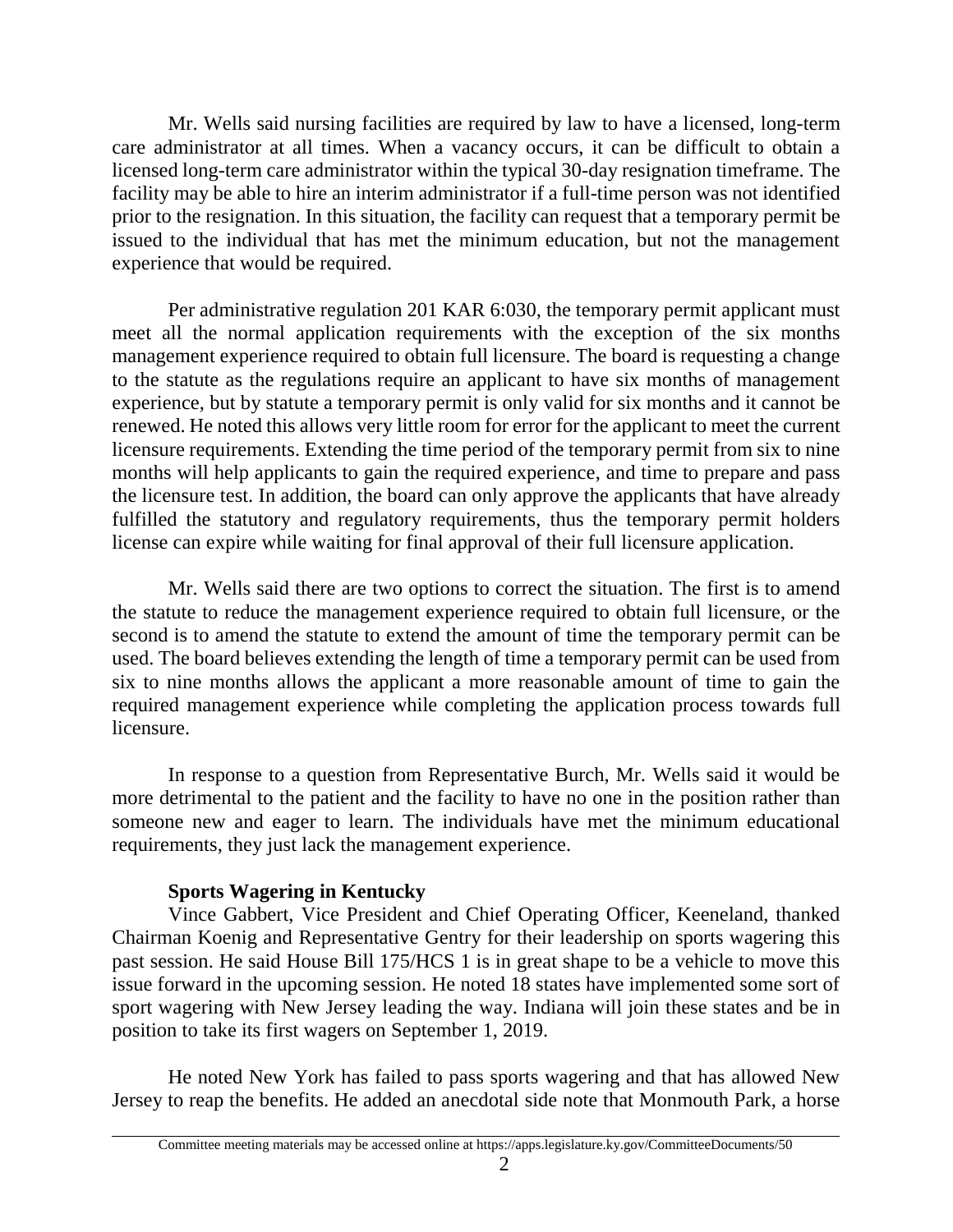Mr. Wells said nursing facilities are required by law to have a licensed, long-term care administrator at all times. When a vacancy occurs, it can be difficult to obtain a licensed long-term care administrator within the typical 30-day resignation timeframe. The facility may be able to hire an interim administrator if a full-time person was not identified prior to the resignation. In this situation, the facility can request that a temporary permit be issued to the individual that has met the minimum education, but not the management experience that would be required.

Per administrative regulation 201 KAR 6:030, the temporary permit applicant must meet all the normal application requirements with the exception of the six months management experience required to obtain full licensure. The board is requesting a change to the statute as the regulations require an applicant to have six months of management experience, but by statute a temporary permit is only valid for six months and it cannot be renewed. He noted this allows very little room for error for the applicant to meet the current licensure requirements. Extending the time period of the temporary permit from six to nine months will help applicants to gain the required experience, and time to prepare and pass the licensure test. In addition, the board can only approve the applicants that have already fulfilled the statutory and regulatory requirements, thus the temporary permit holders license can expire while waiting for final approval of their full licensure application.

Mr. Wells said there are two options to correct the situation. The first is to amend the statute to reduce the management experience required to obtain full licensure, or the second is to amend the statute to extend the amount of time the temporary permit can be used. The board believes extending the length of time a temporary permit can be used from six to nine months allows the applicant a more reasonable amount of time to gain the required management experience while completing the application process towards full licensure.

In response to a question from Representative Burch, Mr. Wells said it would be more detrimental to the patient and the facility to have no one in the position rather than someone new and eager to learn. The individuals have met the minimum educational requirements, they just lack the management experience.

**Sports Wagering in Kentucky**

Vince Gabbert, Vice President and Chief Operating Officer, Keeneland, thanked Chairman Koenig and Representative Gentry for their leadership on sports wagering this past session. He said House Bill 175/HCS 1 is in great shape to be a vehicle to move this issue forward in the upcoming session. He noted 18 states have implemented some sort of sport wagering with New Jersey leading the way. Indiana will join these states and be in position to take its first wagers on September 1, 2019.

He noted New York has failed to pass sports wagering and that has allowed New Jersey to reap the benefits. He added an anecdotal side note that Monmouth Park, a horse

Committee meeting materials may be accessed online at https://apps.legislature.ky.gov/CommitteeDocuments/50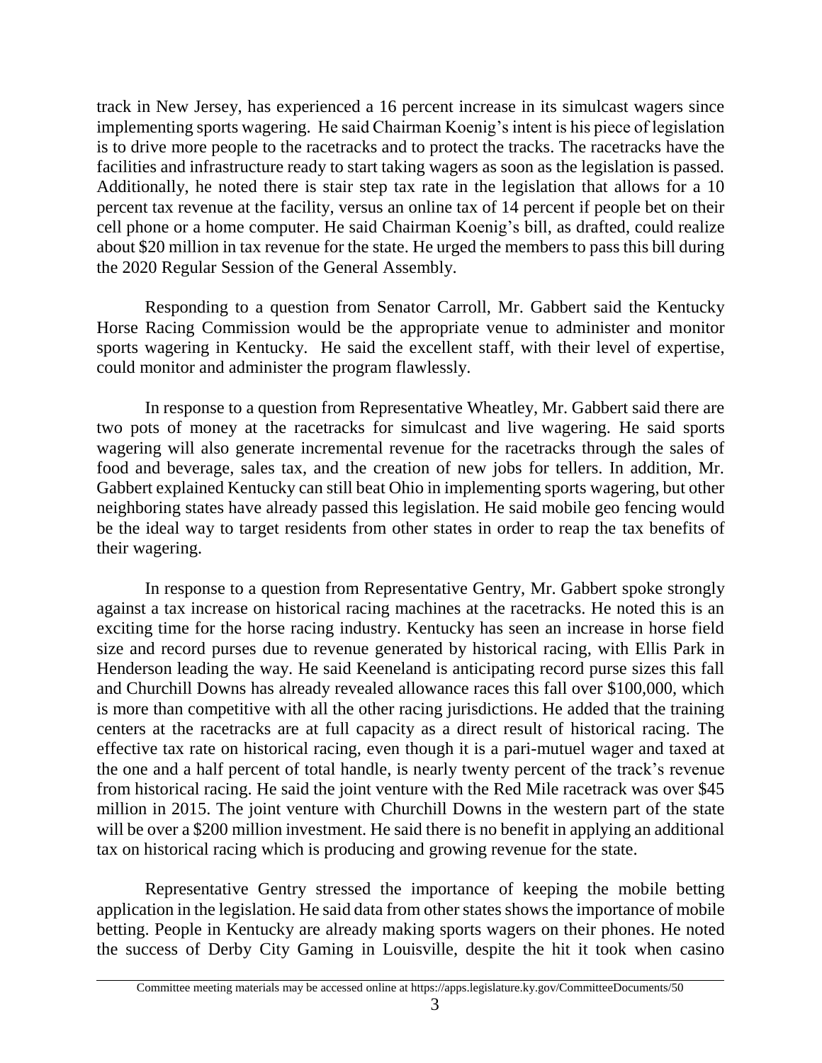track in New Jersey, has experienced a 16 percent increase in its simulcast wagers since implementing sports wagering. He said Chairman Koenig's intent is his piece of legislation is to drive more people to the racetracks and to protect the tracks. The racetracks have the facilities and infrastructure ready to start taking wagers as soon as the legislation is passed. Additionally, he noted there is stair step tax rate in the legislation that allows for a 10 percent tax revenue at the facility, versus an online tax of 14 percent if people bet on their cell phone or a home computer. He said Chairman Koenig's bill, as drafted, could realize about $20 million in tax revenue for the state. He urged the members to pass this bill during the 2020 Regular Session of the General Assembly.

Responding to a question from Senator Carroll, Mr. Gabbert said the Kentucky Horse Racing Commission would be the appropriate venue to administer and monitor sports wagering in Kentucky. He said the excellent staff, with their level of expertise, could monitor and administer the program flawlessly.

In response to a question from Representative Wheatley, Mr. Gabbert said there are two pots of money at the racetracks for simulcast and live wagering. He said sports wagering will also generate incremental revenue for the racetracks through the sales of food and beverage, sales tax, and the creation of new jobs for tellers. In addition, Mr. Gabbert explained Kentucky can still beat Ohio in implementing sports wagering, but other neighboring states have already passed this legislation. He said mobile geo fencing would be the ideal way to target residents from other states in order to reap the tax benefits of their wagering.

In response to a question from Representative Gentry, Mr. Gabbert spoke strongly against a tax increase on historical racing machines at the racetracks. He noted this is an exciting time for the horse racing industry. Kentucky has seen an increase in horse field size and record purses due to revenue generated by historical racing, with Ellis Park in Henderson leading the way. He said Keeneland is anticipating record purse sizes this fall and Churchill Downs has already revealed allowance races this fall over $100,000, which is more than competitive with all the other racing jurisdictions. He added that the training centers at the racetracks are at full capacity as a direct result of historical racing. The effective tax rate on historical racing, even though it is a pari-mutuel wager and taxed at the one and a half percent of total handle, is nearly twenty percent of the track's revenue from historical racing. He said the joint venture with the Red Mile racetrack was over $45 million in 2015. The joint venture with Churchill Downs in the western part of the state will be over a $200 million investment. He said there is no benefit in applying an additional tax on historical racing which is producing and growing revenue for the state.

Representative Gentry stressed the importance of keeping the mobile betting application in the legislation. He said data from other states shows the importance of mobile betting. People in Kentucky are already making sports wagers on their phones. He noted the success of Derby City Gaming in Louisville, despite the hit it took when casino

Committee meeting materials may be accessed online at https://apps.legislature.ky.gov/CommitteeDocuments/50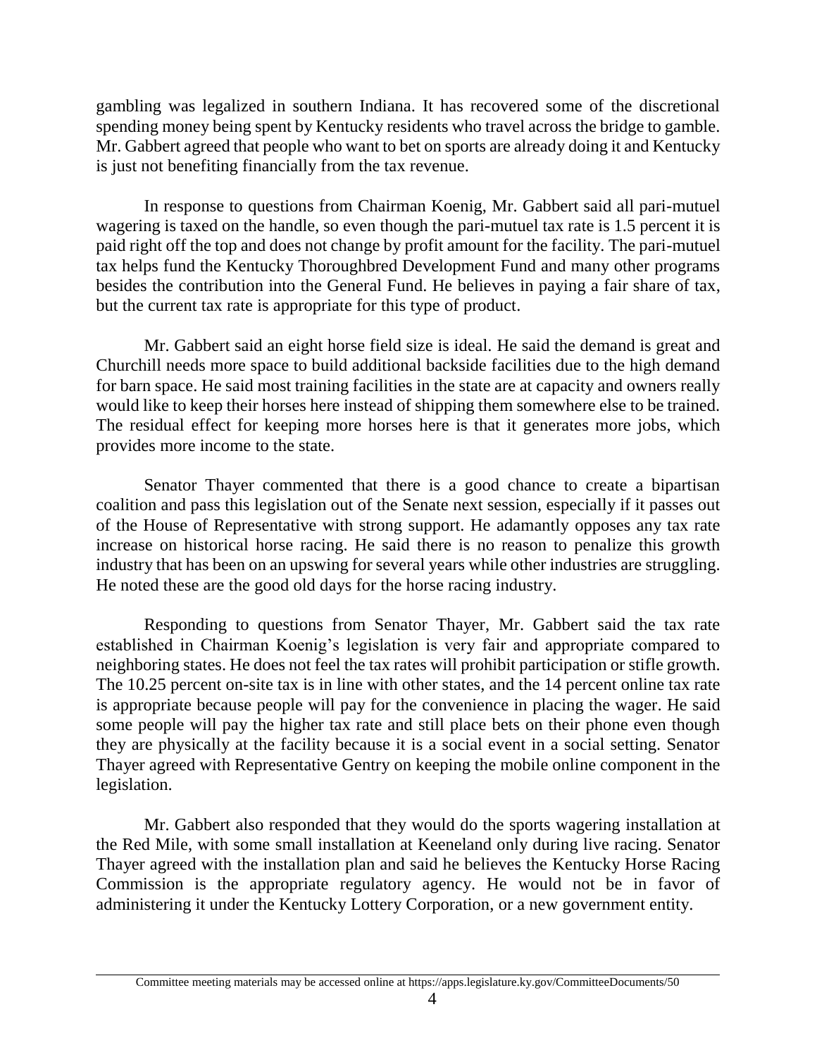gambling was legalized in southern Indiana. It has recovered some of the discretional spending money being spent by Kentucky residents who travel across the bridge to gamble. Mr. Gabbert agreed that people who want to bet on sports are already doing it and Kentucky is just not benefiting financially from the tax revenue.

In response to questions from Chairman Koenig, Mr. Gabbert said all pari-mutuel wagering is taxed on the handle, so even though the pari-mutuel tax rate is 1.5 percent it is paid right off the top and does not change by profit amount for the facility. The pari-mutuel tax helps fund the Kentucky Thoroughbred Development Fund and many other programs besides the contribution into the General Fund. He believes in paying a fair share of tax, but the current tax rate is appropriate for this type of product.

Mr. Gabbert said an eight horse field size is ideal. He said the demand is great and Churchill needs more space to build additional backside facilities due to the high demand for barn space. He said most training facilities in the state are at capacity and owners really would like to keep their horses here instead of shipping them somewhere else to be trained. The residual effect for keeping more horses here is that it generates more jobs, which provides more income to the state.

Senator Thayer commented that there is a good chance to create a bipartisan coalition and pass this legislation out of the Senate next session, especially if it passes out of the House of Representative with strong support. He adamantly opposes any tax rate increase on historical horse racing. He said there is no reason to penalize this growth industry that has been on an upswing for several years while other industries are struggling. He noted these are the good old days for the horse racing industry.

Responding to questions from Senator Thayer, Mr. Gabbert said the tax rate established in Chairman Koenig's legislation is very fair and appropriate compared to neighboring states. He does not feel the tax rates will prohibit participation or stifle growth. The 10.25 percent on-site tax is in line with other states, and the 14 percent online tax rate is appropriate because people will pay for the convenience in placing the wager. He said some people will pay the higher tax rate and still place bets on their phone even though they are physically at the facility because it is a social event in a social setting. Senator Thayer agreed with Representative Gentry on keeping the mobile online component in the legislation.

Mr. Gabbert also responded that they would do the sports wagering installation at the Red Mile, with some small installation at Keeneland only during live racing. Senator Thayer agreed with the installation plan and said he believes the Kentucky Horse Racing Commission is the appropriate regulatory agency. He would not be in favor of administering it under the Kentucky Lottery Corporation, or a new government entity.

Committee meeting materials may be accessed online at https://apps.legislature.ky.gov/CommitteeDocuments/50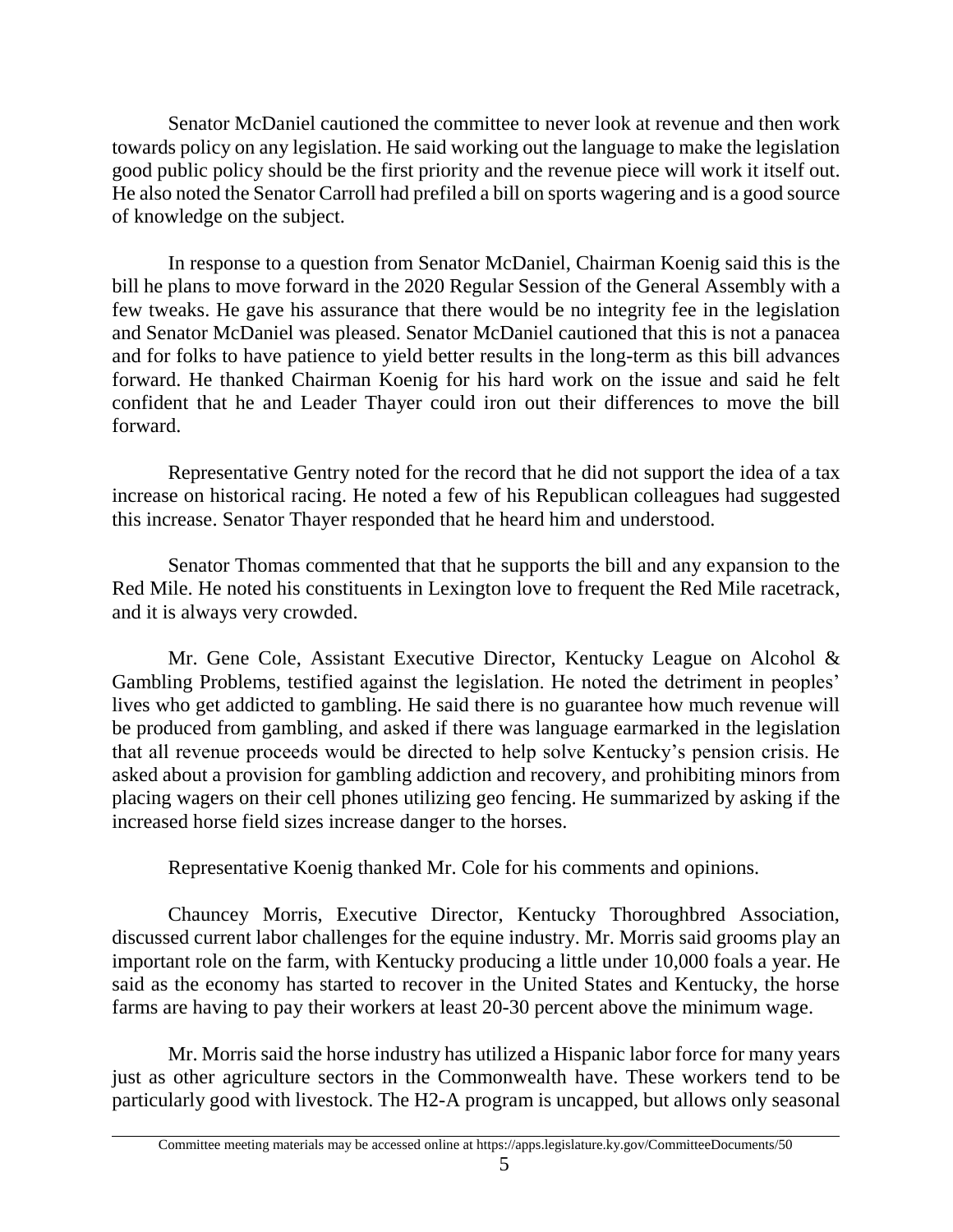Senator McDaniel cautioned the committee to never look at revenue and then work towards policy on any legislation. He said working out the language to make the legislation good public policy should be the first priority and the revenue piece will work it itself out. He also noted the Senator Carroll had prefiled a bill on sports wagering and is a good source of knowledge on the subject.

In response to a question from Senator McDaniel, Chairman Koenig said this is the bill he plans to move forward in the 2020 Regular Session of the General Assembly with a few tweaks. He gave his assurance that there would be no integrity fee in the legislation and Senator McDaniel was pleased. Senator McDaniel cautioned that this is not a panacea and for folks to have patience to yield better results in the long-term as this bill advances forward. He thanked Chairman Koenig for his hard work on the issue and said he felt confident that he and Leader Thayer could iron out their differences to move the bill forward.

Representative Gentry noted for the record that he did not support the idea of a tax increase on historical racing. He noted a few of his Republican colleagues had suggested this increase. Senator Thayer responded that he heard him and understood.

Senator Thomas commented that that he supports the bill and any expansion to the Red Mile. He noted his constituents in Lexington love to frequent the Red Mile racetrack, and it is always very crowded.

Mr. Gene Cole, Assistant Executive Director, Kentucky League on Alcohol & Gambling Problems, testified against the legislation. He noted the detriment in peoples' lives who get addicted to gambling. He said there is no guarantee how much revenue will be produced from gambling, and asked if there was language earmarked in the legislation that all revenue proceeds would be directed to help solve Kentucky's pension crisis. He asked about a provision for gambling addiction and recovery, and prohibiting minors from placing wagers on their cell phones utilizing geo fencing. He summarized by asking if the increased horse field sizes increase danger to the horses.

Representative Koenig thanked Mr. Cole for his comments and opinions.

Chauncey Morris, Executive Director, Kentucky Thoroughbred Association, discussed current labor challenges for the equine industry. Mr. Morris said grooms play an important role on the farm, with Kentucky producing a little under 10,000 foals a year. He said as the economy has started to recover in the United States and Kentucky, the horse farms are having to pay their workers at least 20-30 percent above the minimum wage.

Mr. Morris said the horse industry has utilized a Hispanic labor force for many years just as other agriculture sectors in the Commonwealth have. These workers tend to be particularly good with livestock. The H2-A program is uncapped, but allows only seasonal

Committee meeting materials may be accessed online at https://apps.legislature.ky.gov/CommitteeDocuments/50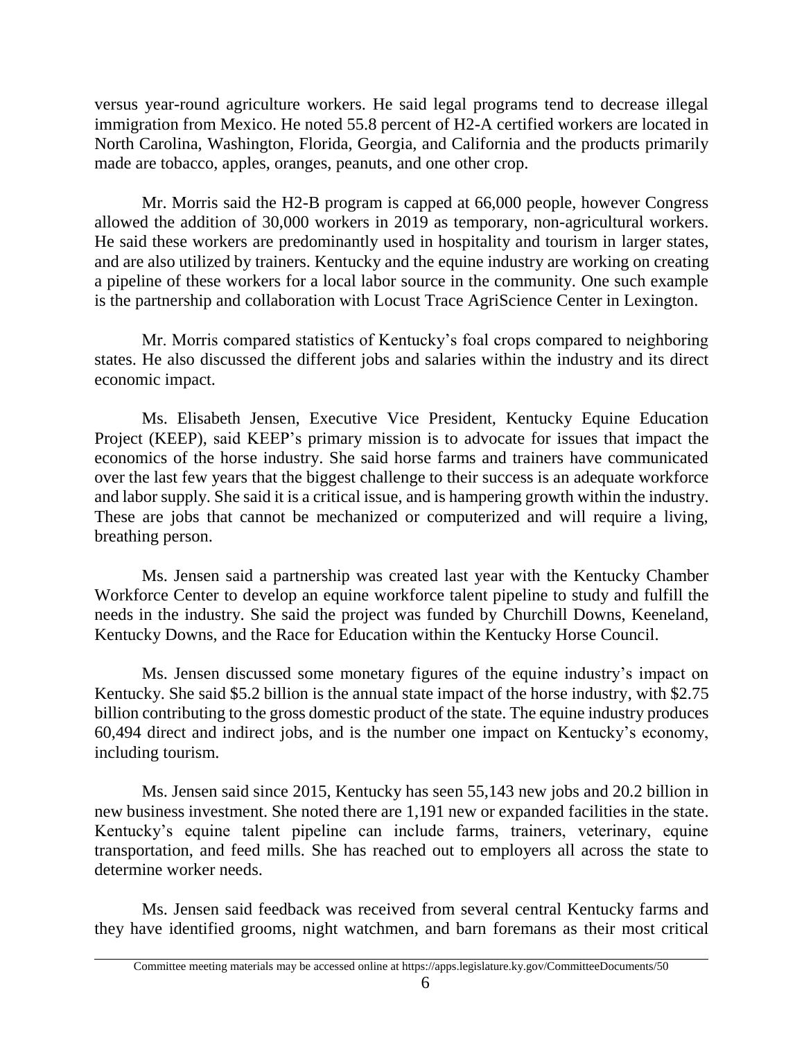versus year-round agriculture workers. He said legal programs tend to decrease illegal immigration from Mexico. He noted 55.8 percent of H2-A certified workers are located in North Carolina, Washington, Florida, Georgia, and California and the products primarily made are tobacco, apples, oranges, peanuts, and one other crop.

Mr. Morris said the H2-B program is capped at 66,000 people, however Congress allowed the addition of 30,000 workers in 2019 as temporary, non-agricultural workers. He said these workers are predominantly used in hospitality and tourism in larger states, and are also utilized by trainers. Kentucky and the equine industry are working on creating a pipeline of these workers for a local labor source in the community. One such example is the partnership and collaboration with Locust Trace AgriScience Center in Lexington.

Mr. Morris compared statistics of Kentucky's foal crops compared to neighboring states. He also discussed the different jobs and salaries within the industry and its direct economic impact.

Ms. Elisabeth Jensen, Executive Vice President, Kentucky Equine Education Project (KEEP), said KEEP's primary mission is to advocate for issues that impact the economics of the horse industry. She said horse farms and trainers have communicated over the last few years that the biggest challenge to their success is an adequate workforce and labor supply. She said it is a critical issue, and is hampering growth within the industry. These are jobs that cannot be mechanized or computerized and will require a living, breathing person.

Ms. Jensen said a partnership was created last year with the Kentucky Chamber Workforce Center to develop an equine workforce talent pipeline to study and fulfill the needs in the industry. She said the project was funded by Churchill Downs, Keeneland, Kentucky Downs, and the Race for Education within the Kentucky Horse Council.

Ms. Jensen discussed some monetary figures of the equine industry's impact on Kentucky. She said $5.2 billion is the annual state impact of the horse industry, with $2.75 billion contributing to the gross domestic product of the state. The equine industry produces 60,494 direct and indirect jobs, and is the number one impact on Kentucky's economy, including tourism.

Ms. Jensen said since 2015, Kentucky has seen 55,143 new jobs and 20.2 billion in new business investment. She noted there are 1,191 new or expanded facilities in the state. Kentucky's equine talent pipeline can include farms, trainers, veterinary, equine transportation, and feed mills. She has reached out to employers all across the state to determine worker needs.

Ms. Jensen said feedback was received from several central Kentucky farms and they have identified grooms, night watchmen, and barn foremans as their most critical

Committee meeting materials may be accessed online at https://apps.legislature.ky.gov/CommitteeDocuments/50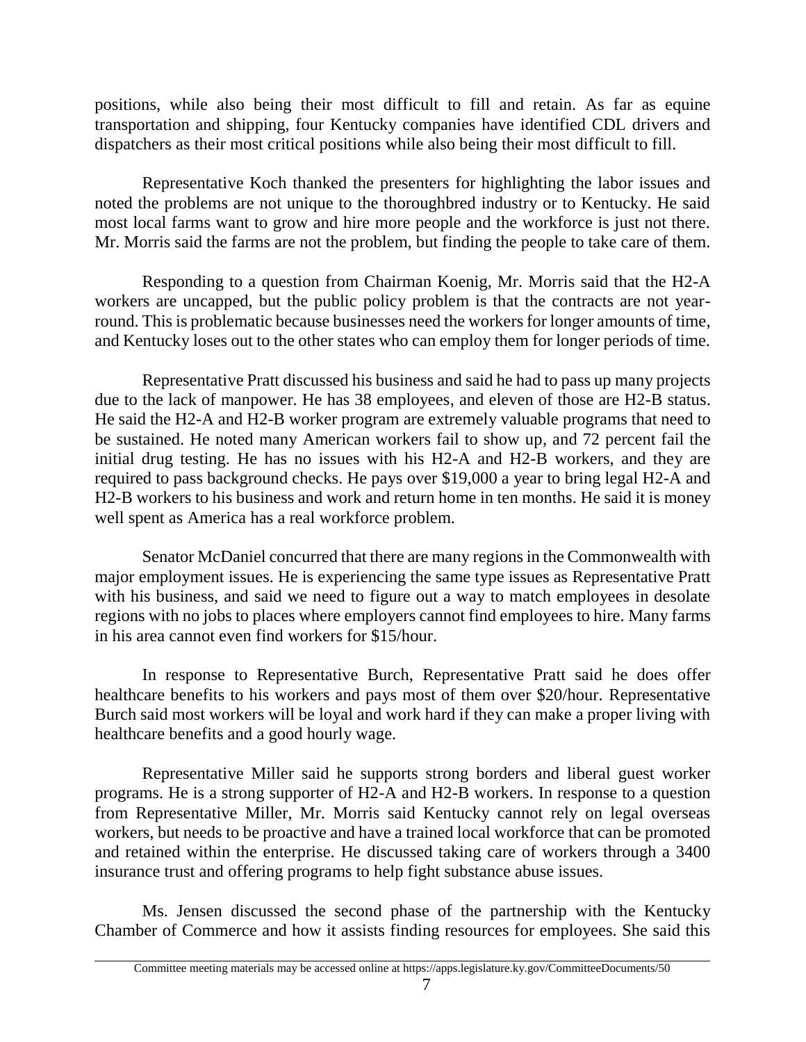positions, while also being their most difficult to fill and retain. As far as equine transportation and shipping, four Kentucky companies have identified CDL drivers and dispatchers as their most critical positions while also being their most difficult to fill.

Representative Koch thanked the presenters for highlighting the labor issues and noted the problems are not unique to the thoroughbred industry or to Kentucky. He said most local farms want to grow and hire more people and the workforce is just not there. Mr. Morris said the farms are not the problem, but finding the people to take care of them.

Responding to a question from Chairman Koenig, Mr. Morris said that the H2-A workers are uncapped, but the public policy problem is that the contracts are not year-round. This is problematic because businesses need the workers for longer amounts of time, and Kentucky loses out to the other states who can employ them for longer periods of time.

Representative Pratt discussed his business and said he had to pass up many projects due to the lack of manpower. He has 38 employees, and eleven of those are H2-B status. He said the H2-A and H2-B worker program are extremely valuable programs that need to be sustained. He noted many American workers fail to show up, and 72 percent fail the initial drug testing. He has no issues with his H2-A and H2-B workers, and they are required to pass background checks. He pays over $19,000 a year to bring legal H2-A and H2-B workers to his business and work and return home in ten months. He said it is money well spent as America has a real workforce problem.

Senator McDaniel concurred that there are many regions in the Commonwealth with major employment issues. He is experiencing the same type issues as Representative Pratt with his business, and said we need to figure out a way to match employees in desolate regions with no jobs to places where employers cannot find employees to hire. Many farms in his area cannot even find workers for $15/hour.

In response to Representative Burch, Representative Pratt said he does offer healthcare benefits to his workers and pays most of them over $20/hour. Representative Burch said most workers will be loyal and work hard if they can make a proper living with healthcare benefits and a good hourly wage.

Representative Miller said he supports strong borders and liberal guest worker programs. He is a strong supporter of H2-A and H2-B workers. In response to a question from Representative Miller, Mr. Morris said Kentucky cannot rely on legal overseas workers, but needs to be proactive and have a trained local workforce that can be promoted and retained within the enterprise. He discussed taking care of workers through a 3400 insurance trust and offering programs to help fight substance abuse issues.

Ms. Jensen discussed the second phase of the partnership with the Kentucky Chamber of Commerce and how it assists finding resources for employees. She said this

Committee meeting materials may be accessed online at https://apps.legislature.ky.gov/CommitteeDocuments/50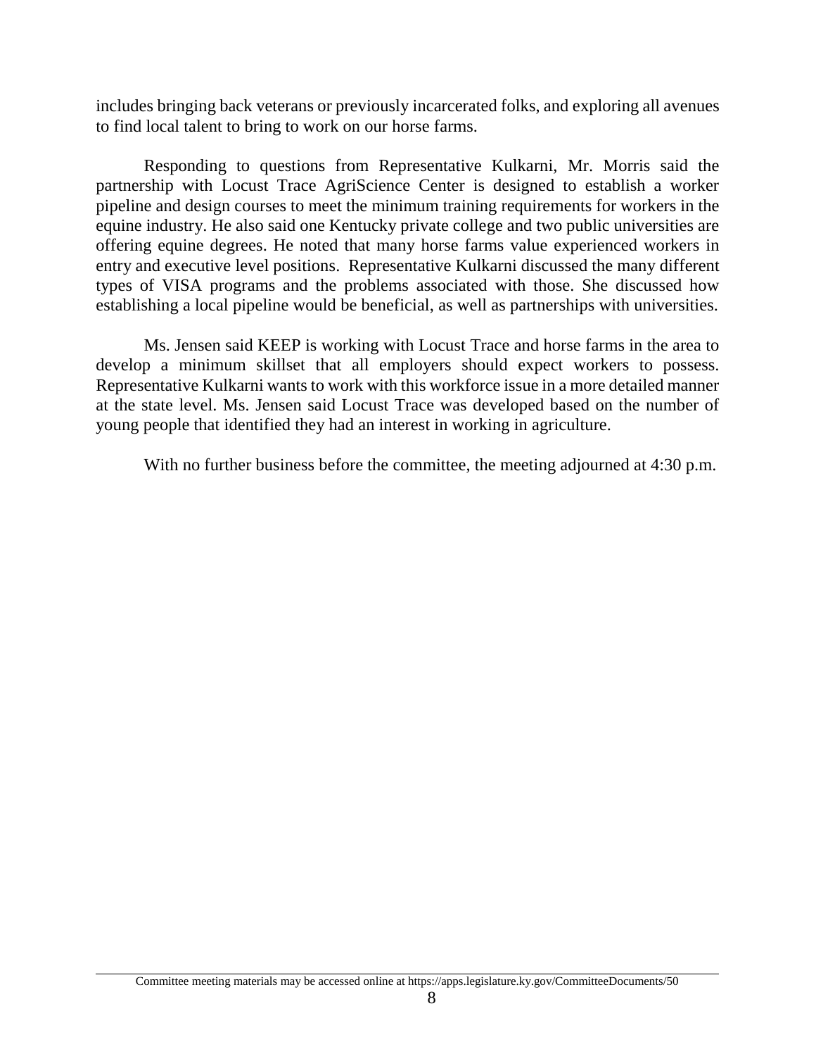includes bringing back veterans or previously incarcerated folks, and exploring all avenues to find local talent to bring to work on our horse farms.

Responding to questions from Representative Kulkarni, Mr. Morris said the partnership with Locust Trace AgriScience Center is designed to establish a worker pipeline and design courses to meet the minimum training requirements for workers in the equine industry. He also said one Kentucky private college and two public universities are offering equine degrees. He noted that many horse farms value experienced workers in entry and executive level positions. Representative Kulkarni discussed the many different types of VISA programs and the problems associated with those. She discussed how establishing a local pipeline would be beneficial, as well as partnerships with universities.

Ms. Jensen said KEEP is working with Locust Trace and horse farms in the area to develop a minimum skillset that all employers should expect workers to possess. Representative Kulkarni wants to work with this workforce issue in a more detailed manner at the state level. Ms. Jensen said Locust Trace was developed based on the number of young people that identified they had an interest in working in agriculture.

With no further business before the committee, the meeting adjourned at 4:30 p.m.

Committee meeting materials may be accessed online at https://apps.legislature.ky.gov/CommitteeDocuments/50